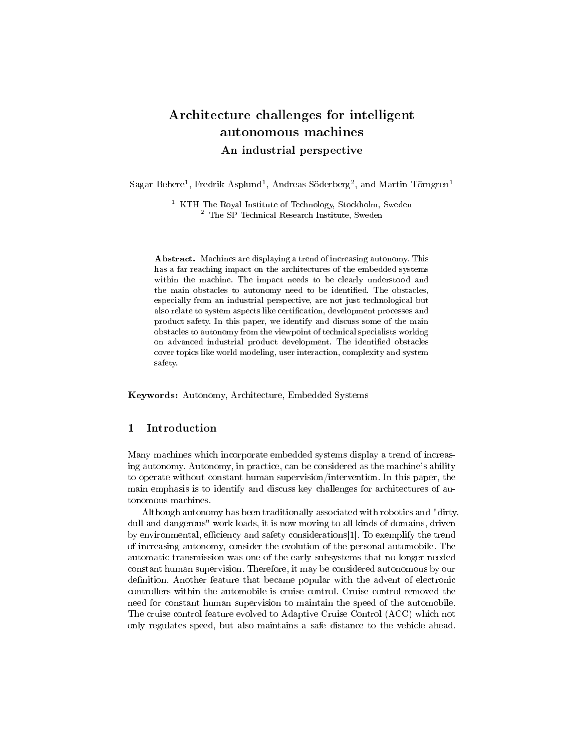# Architecture challenges for intelligent autonomous machines

## An industrial perspective

Sagar Behere[1], Fredrik Asplund[1], Andreas Söderberg[2], and Martin Törngren[1]

[1] KTH The Royal Institute of Technology, Stockholm, Sweden
[2] The SP Technical Research Institute, Sweden

**Abstract.** Machines are displaying a trend of increasing autonomy. This has a far reaching impact on the architectures of the embedded systems within the machine. The impact needs to be clearly understood and the main obstacles to autonomy need to be identified. The obstacles, especially from an industrial perspective, are not just technological but also relate to system aspects like certification, development processes and product safety. In this paper, we identify and discuss some of the main obstacles to autonomy from the viewpoint of technical specialists working on advanced industrial product development. The identified obstacles cover topics like world modeling, user interaction, complexity and system safety.

**Keywords:** Autonomy, Architecture, Embedded Systems

## 1 Introduction

Many machines which incorporate embedded systems display a trend of increasing autonomy. Autonomy, in practice, can be considered as the machine's ability to operate without constant human supervision/intervention. In this paper, the main emphasis is to identify and discuss key challenges for architectures of autonomous machines.

Although autonomy has been traditionally associated with robotics and "dirty, dull and dangerous" work loads, it is now moving to all kinds of domains, driven by environmental, efficiency and safety considerations[1]. To exemplify the trend of increasing autonomy, consider the evolution of the personal automobile. The automatic transmission was one of the early subsystems that no longer needed constant human supervision. Therefore, it may be considered autonomous by our definition. Another feature that became popular with the advent of electronic controllers within the automobile is cruise control. Cruise control removed the need for constant human supervision to maintain the speed of the automobile. The cruise control feature evolved to Adaptive Cruise Control (ACC) which not only regulates speed, but also maintains a safe distance to the vehicle ahead.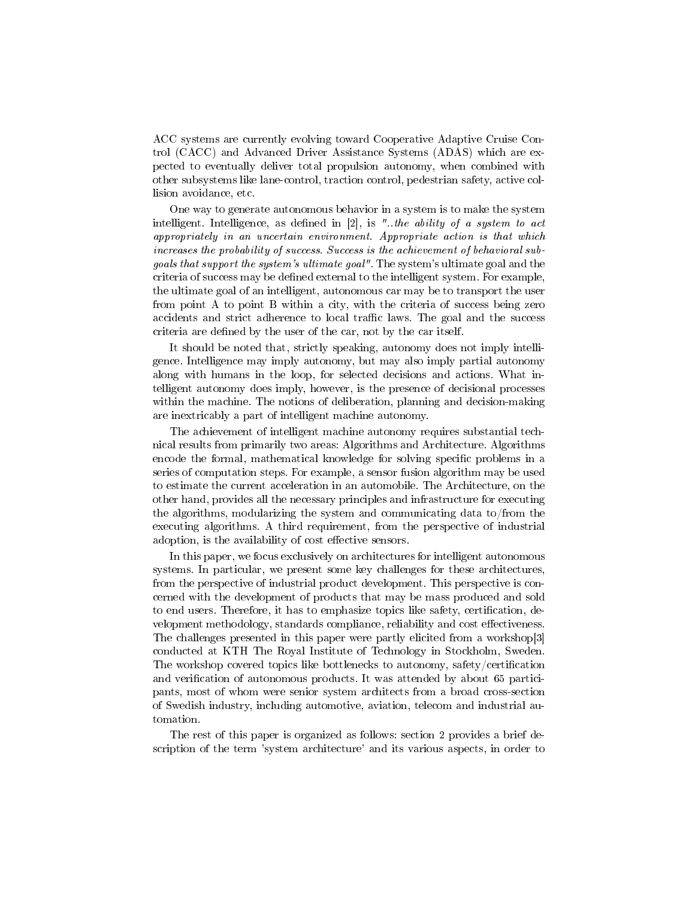ACC systems are currently evolving toward Cooperative Adaptive Cruise Control (CACC) and Advanced Driver Assistance Systems (ADAS) which are expected to eventually deliver total propulsion autonomy, when combined with other subsystems like lane-control, traction control, pedestrian safety, active collision avoidance, etc.

One way to generate autonomous behavior in a system is to make the system intelligent. Intelligence, as defined in [2], is *"..the ability of a system to act appropriately in an uncertain environment. Appropriate action is that which increases the probability of success. Success is the achievement of behavioral subgoals that support the system's ultimate goal"*. The system's ultimate goal and the criteria of success may be defined external to the intelligent system. For example, the ultimate goal of an intelligent, autonomous car may be to transport the user from point A to point B within a city, with the criteria of success being zero accidents and strict adherence to local traffic laws. The goal and the success criteria are defined by the user of the car, not by the car itself.

It should be noted that, strictly speaking, autonomy does not imply intelligence. Intelligence may imply autonomy, but may also imply partial autonomy along with humans in the loop, for selected decisions and actions. What intelligent autonomy does imply, however, is the presence of decisional processes within the machine. The notions of deliberation, planning and decision-making are inextricably a part of intelligent machine autonomy.

The achievement of intelligent machine autonomy requires substantial technical results from primarily two areas: Algorithms and Architecture. Algorithms encode the formal, mathematical knowledge for solving specific problems in a series of computation steps. For example, a sensor fusion algorithm may be used to estimate the current acceleration in an automobile. The Architecture, on the other hand, provides all the necessary principles and infrastructure for executing the algorithms, modularizing the system and communicating data to/from the executing algorithms. A third requirement, from the perspective of industrial adoption, is the availability of cost effective sensors.

In this paper, we focus exclusively on architectures for intelligent autonomous systems. In particular, we present some key challenges for these architectures, from the perspective of industrial product development. This perspective is concerned with the development of products that may be mass produced and sold to end users. Therefore, it has to emphasize topics like safety, certification, development methodology, standards compliance, reliability and cost effectiveness. The challenges presented in this paper were partly elicited from a workshop[3] conducted at KTH The Royal Institute of Technology in Stockholm, Sweden. The workshop covered topics like bottlenecks to autonomy, safety/certification and verification of autonomous products. It was attended by about 65 participants, most of whom were senior system architects from a broad cross-section of Swedish industry, including automotive, aviation, telecom and industrial automation.

The rest of this paper is organized as follows: section 2 provides a brief description of the term 'system architecture' and its various aspects, in order to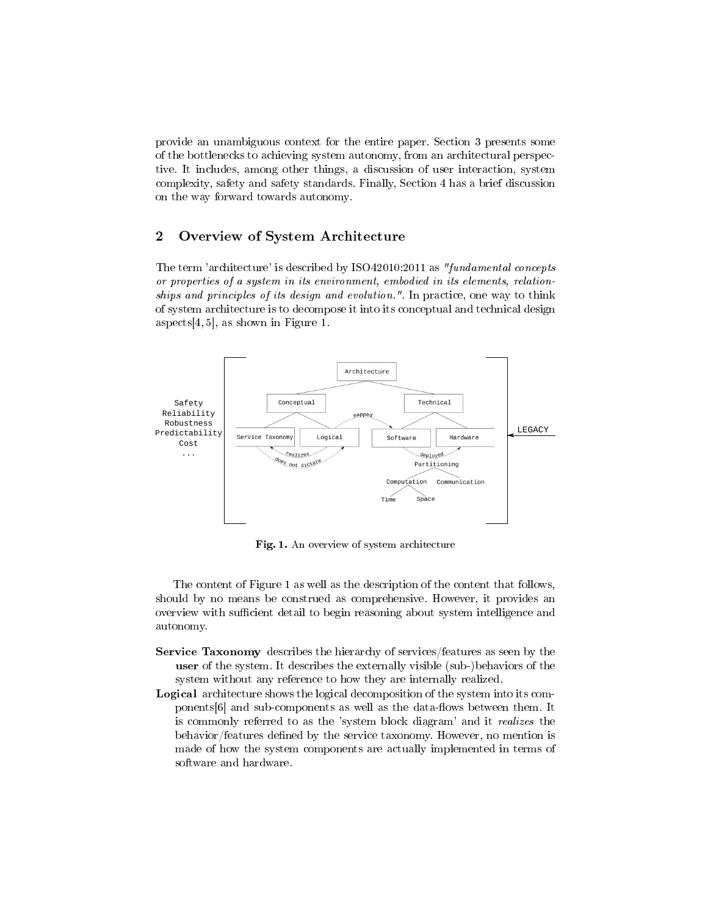provide an unambiguous context for the entire paper. Section 3 presents some of the bottlenecks to achieving system autonomy, from an architectural perspective. It includes, among other things, a discussion of user interaction, system complexity, safety and safety standards. Finally, Section 4 has a brief discussion on the way forward towards autonomy.

## 2 Overview of System Architecture

The term 'architecture' is described by ISO42010:2011 as *"fundamental concepts or properties of a system in its environment, embodied in its elements, relationships and principles of its design and evolution."*. In practice, one way to think of system architecture is to decompose it into its conceptual and technical design aspects[4, 5], as shown in Figure 1.

**Fig. 1.** An overview of system architecture

The content of Figure 1 as well as the description of the content that follows, should by no means be construed as comprehensive. However, it provides an overview with sufficient detail to begin reasoning about system intelligence and autonomy.

**Service Taxonomy** describes the hierarchy of services/features as seen by the **user** of the system. It describes the externally visible (sub-)behaviors of the system without any reference to how they are internally realized.

**Logical** architecture shows the logical decomposition of the system into its components[6] and sub-components as well as the data-flows between them. It is commonly referred to as the 'system block diagram' and it *realizes* the behavior/features defined by the service taxonomy. However, no mention is made of how the system components are actually implemented in terms of software and hardware.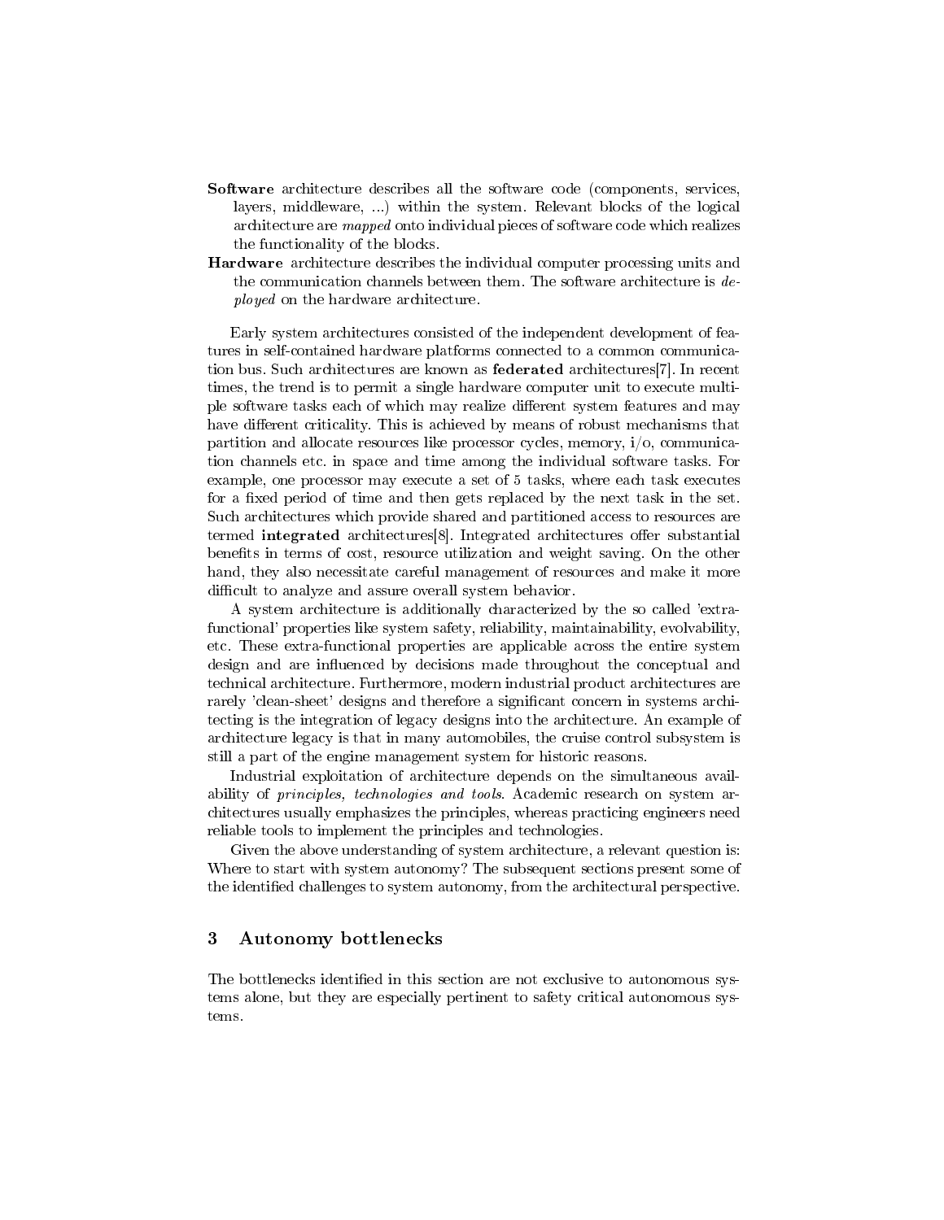**Software** architecture describes all the software code (components, services, layers, middleware, ...) within the system. Relevant blocks of the logical architecture are *mapped* onto individual pieces of software code which realizes the functionality of the blocks.

**Hardware** architecture describes the individual computer processing units and the communication channels between them. The software architecture is *deployed* on the hardware architecture.

Early system architectures consisted of the independent development of features in self-contained hardware platforms connected to a common communication bus. Such architectures are known as **federated** architectures[7]. In recent times, the trend is to permit a single hardware computer unit to execute multiple software tasks each of which may realize different system features and may have different criticality. This is achieved by means of robust mechanisms that partition and allocate resources like processor cycles, memory, i/o, communication channels etc. in space and time among the individual software tasks. For example, one processor may execute a set of 5 tasks, where each task executes for a fixed period of time and then gets replaced by the next task in the set. Such architectures which provide shared and partitioned access to resources are termed **integrated** architectures[8]. Integrated architectures offer substantial benefits in terms of cost, resource utilization and weight saving. On the other hand, they also necessitate careful management of resources and make it more difficult to analyze and assure overall system behavior.

A system architecture is additionally characterized by the so called 'extra-functional' properties like system safety, reliability, maintainability, evolvability, etc. These extra-functional properties are applicable across the entire system design and are influenced by decisions made throughout the conceptual and technical architecture. Furthermore, modern industrial product architectures are rarely 'clean-sheet' designs and therefore a significant concern in systems architecting is the integration of legacy designs into the architecture. An example of architecture legacy is that in many automobiles, the cruise control subsystem is still a part of the engine management system for historic reasons.

Industrial exploitation of architecture depends on the simultaneous availability of *principles, technologies and tools*. Academic research on system architectures usually emphasizes the principles, whereas practicing engineers need reliable tools to implement the principles and technologies.

Given the above understanding of system architecture, a relevant question is: Where to start with system autonomy? The subsequent sections present some of the identified challenges to system autonomy, from the architectural perspective.

## 3 Autonomy bottlenecks

The bottlenecks identified in this section are not exclusive to autonomous systems alone, but they are especially pertinent to safety critical autonomous systems.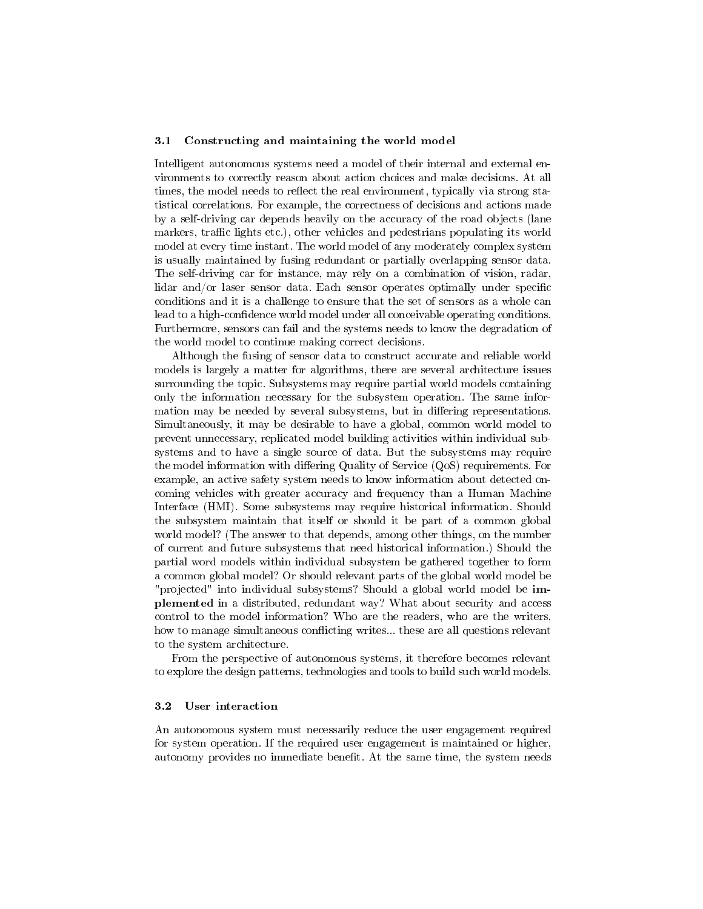### 3.1 Constructing and maintaining the world model

Intelligent autonomous systems need a model of their internal and external environments to correctly reason about action choices and make decisions. At all times, the model needs to reflect the real environment, typically via strong statistical correlations. For example, the correctness of decisions and actions made by a self-driving car depends heavily on the accuracy of the road objects (lane markers, traffic lights etc.), other vehicles and pedestrians populating its world model at every time instant. The world model of any moderately complex system is usually maintained by fusing redundant or partially overlapping sensor data. The self-driving car for instance, may rely on a combination of vision, radar, lidar and/or laser sensor data. Each sensor operates optimally under specific conditions and it is a challenge to ensure that the set of sensors as a whole can lead to a high-confidence world model under all conceivable operating conditions. Furthermore, sensors can fail and the systems needs to know the degradation of the world model to continue making correct decisions.

Although the fusing of sensor data to construct accurate and reliable world models is largely a matter for algorithms, there are several architecture issues surrounding the topic. Subsystems may require partial world models containing only the information necessary for the subsystem operation. The same information may be needed by several subsystems, but in differing representations. Simultaneously, it may be desirable to have a global, common world model to prevent unnecessary, replicated model building activities within individual subsystems and to have a single source of data. But the subsystems may require the model information with differing Quality of Service (QoS) requirements. For example, an active safety system needs to know information about detected oncoming vehicles with greater accuracy and frequency than a Human Machine Interface (HMI). Some subsystems may require historical information. Should the subsystem maintain that itself or should it be part of a common global world model? (The answer to that depends, among other things, on the number of current and future subsystems that need historical information.) Should the partial word models within individual subsystem be gathered together to form a common global model? Or should relevant parts of the global world model be "projected" into individual subsystems? Should a global world model be **implemented** in a distributed, redundant way? What about security and access control to the model information? Who are the readers, who are the writers, how to manage simultaneous conflicting writes... these are all questions relevant to the system architecture.

From the perspective of autonomous systems, it therefore becomes relevant to explore the design patterns, technologies and tools to build such world models.

### 3.2 User interaction

An autonomous system must necessarily reduce the user engagement required for system operation. If the required user engagement is maintained or higher, autonomy provides no immediate benefit. At the same time, the system needs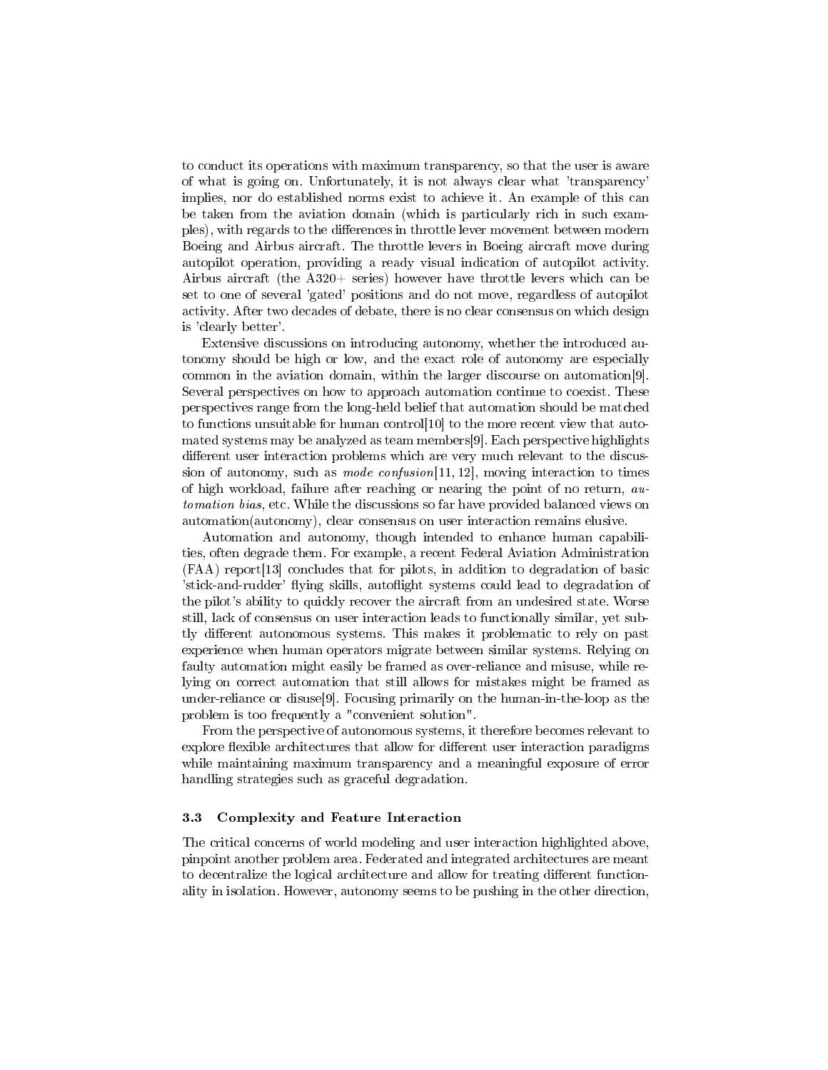to conduct its operations with maximum transparency, so that the user is aware of what is going on. Unfortunately, it is not always clear what 'transparency' implies, nor do established norms exist to achieve it. An example of this can be taken from the aviation domain (which is particularly rich in such examples), with regards to the differences in throttle lever movement between modern Boeing and Airbus aircraft. The throttle levers in Boeing aircraft move during autopilot operation, providing a ready visual indication of autopilot activity. Airbus aircraft (the A320+ series) however have throttle levers which can be set to one of several 'gated' positions and do not move, regardless of autopilot activity. After two decades of debate, there is no clear consensus on which design is 'clearly better'.

Extensive discussions on introducing autonomy, whether the introduced autonomy should be high or low, and the exact role of autonomy are especially common in the aviation domain, within the larger discourse on automation[9]. Several perspectives on how to approach automation continue to coexist. These perspectives range from the long-held belief that automation should be matched to functions unsuitable for human control[10] to the more recent view that automated systems may be analyzed as team members[9]. Each perspective highlights different user interaction problems which are very much relevant to the discussion of autonomy, such as *mode confusion*[11, 12], moving interaction to times of high workload, failure after reaching or nearing the point of no return, *automation bias*, etc. While the discussions so far have provided balanced views on automation(autonomy), clear consensus on user interaction remains elusive.

Automation and autonomy, though intended to enhance human capabilities, often degrade them. For example, a recent Federal Aviation Administration (FAA) report[13] concludes that for pilots, in addition to degradation of basic 'stick-and-rudder' flying skills, autoflight systems could lead to degradation of the pilot's ability to quickly recover the aircraft from an undesired state. Worse still, lack of consensus on user interaction leads to functionally similar, yet subtly different autonomous systems. This makes it problematic to rely on past experience when human operators migrate between similar systems. Relying on faulty automation might easily be framed as over-reliance and misuse, while relying on correct automation that still allows for mistakes might be framed as under-reliance or disuse[9]. Focusing primarily on the human-in-the-loop as the problem is too frequently a "convenient solution".

From the perspective of autonomous systems, it therefore becomes relevant to explore flexible architectures that allow for different user interaction paradigms while maintaining maximum transparency and a meaningful exposure of error handling strategies such as graceful degradation.

### 3.3 Complexity and Feature Interaction

The critical concerns of world modeling and user interaction highlighted above, pinpoint another problem area. Federated and integrated architectures are meant to decentralize the logical architecture and allow for treating different functionality in isolation. However, autonomy seems to be pushing in the other direction,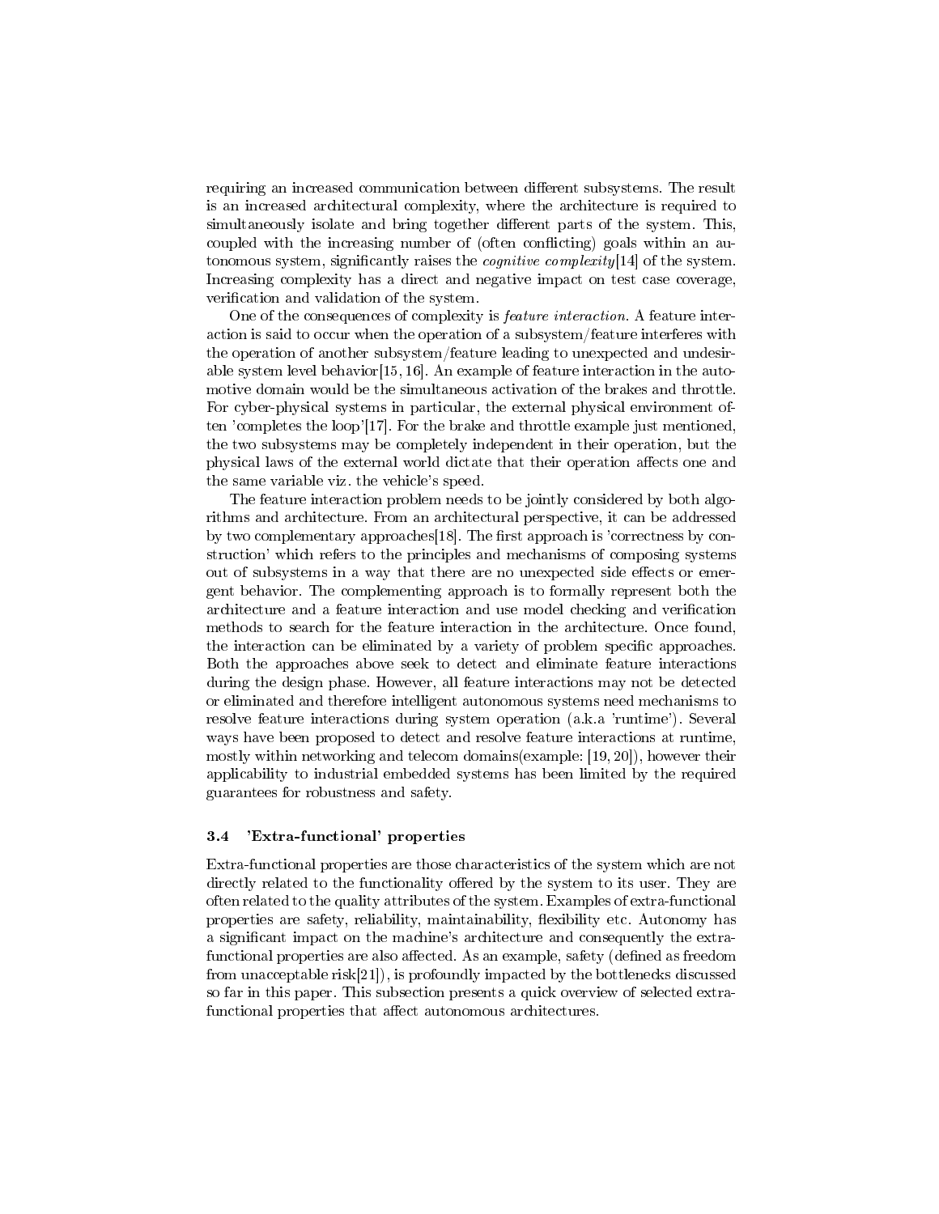requiring an increased communication between different subsystems. The result is an increased architectural complexity, where the architecture is required to simultaneously isolate and bring together different parts of the system. This, coupled with the increasing number of (often conflicting) goals within an autonomous system, significantly raises the *cognitive complexity*[14] of the system. Increasing complexity has a direct and negative impact on test case coverage, verification and validation of the system.

One of the consequences of complexity is *feature interaction*. A feature interaction is said to occur when the operation of a subsystem/feature interferes with the operation of another subsystem/feature leading to unexpected and undesirable system level behavior[15, 16]. An example of feature interaction in the automotive domain would be the simultaneous activation of the brakes and throttle. For cyber-physical systems in particular, the external physical environment often 'completes the loop'[17]. For the brake and throttle example just mentioned, the two subsystems may be completely independent in their operation, but the physical laws of the external world dictate that their operation affects one and the same variable viz. the vehicle's speed.

The feature interaction problem needs to be jointly considered by both algorithms and architecture. From an architectural perspective, it can be addressed by two complementary approaches[18]. The first approach is 'correctness by construction' which refers to the principles and mechanisms of composing systems out of subsystems in a way that there are no unexpected side effects or emergent behavior. The complementing approach is to formally represent both the architecture and a feature interaction and use model checking and verification methods to search for the feature interaction in the architecture. Once found, the interaction can be eliminated by a variety of problem specific approaches. Both the approaches above seek to detect and eliminate feature interactions during the design phase. However, all feature interactions may not be detected or eliminated and therefore intelligent autonomous systems need mechanisms to resolve feature interactions during system operation (a.k.a 'runtime'). Several ways have been proposed to detect and resolve feature interactions at runtime, mostly within networking and telecom domains(example: [19, 20]), however their applicability to industrial embedded systems has been limited by the required guarantees for robustness and safety.

### 3.4 'Extra-functional' properties

Extra-functional properties are those characteristics of the system which are not directly related to the functionality offered by the system to its user. They are often related to the quality attributes of the system. Examples of extra-functional properties are safety, reliability, maintainability, flexibility etc. Autonomy has a significant impact on the machine's architecture and consequently the extra-functional properties are also affected. As an example, safety (defined as freedom from unacceptable risk[21]), is profoundly impacted by the bottlenecks discussed so far in this paper. This subsection presents a quick overview of selected extra-functional properties that affect autonomous architectures.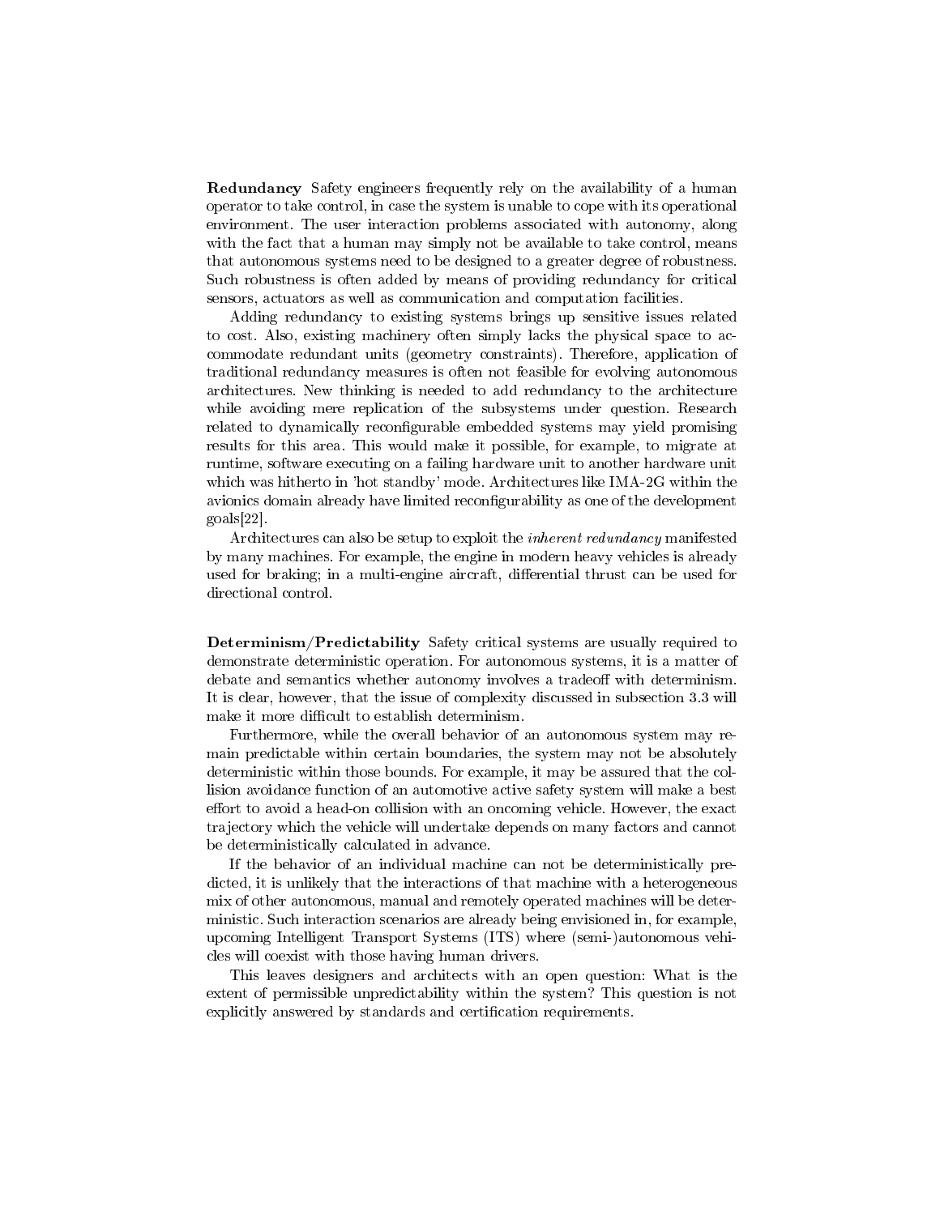**Redundancy** Safety engineers frequently rely on the availability of a human operator to take control, in case the system is unable to cope with its operational environment. The user interaction problems associated with autonomy, along with the fact that a human may simply not be available to take control, means that autonomous systems need to be designed to a greater degree of robustness. Such robustness is often added by means of providing redundancy for critical sensors, actuators as well as communication and computation facilities.

Adding redundancy to existing systems brings up sensitive issues related to cost. Also, existing machinery often simply lacks the physical space to accommodate redundant units (geometry constraints). Therefore, application of traditional redundancy measures is often not feasible for evolving autonomous architectures. New thinking is needed to add redundancy to the architecture while avoiding mere replication of the subsystems under question. Research related to dynamically reconfigurable embedded systems may yield promising results for this area. This would make it possible, for example, to migrate at runtime, software executing on a failing hardware unit to another hardware unit which was hitherto in 'hot standby' mode. Architectures like IMA-2G within the avionics domain already have limited reconfigurability as one of the development goals[22].

Architectures can also be setup to exploit the *inherent redundancy* manifested by many machines. For example, the engine in modern heavy vehicles is already used for braking; in a multi-engine aircraft, differential thrust can be used for directional control.

**Determinism/Predictability** Safety critical systems are usually required to demonstrate deterministic operation. For autonomous systems, it is a matter of debate and semantics whether autonomy involves a tradeoff with determinism. It is clear, however, that the issue of complexity discussed in subsection 3.3 will make it more difficult to establish determinism.

Furthermore, while the overall behavior of an autonomous system may remain predictable within certain boundaries, the system may not be absolutely deterministic within those bounds. For example, it may be assured that the collision avoidance function of an automotive active safety system will make a best effort to avoid a head-on collision with an oncoming vehicle. However, the exact trajectory which the vehicle will undertake depends on many factors and cannot be deterministically calculated in advance.

If the behavior of an individual machine can not be deterministically predicted, it is unlikely that the interactions of that machine with a heterogeneous mix of other autonomous, manual and remotely operated machines will be deterministic. Such interaction scenarios are already being envisioned in, for example, upcoming Intelligent Transport Systems (ITS) where (semi-)autonomous vehicles will coexist with those having human drivers.

This leaves designers and architects with an open question: What is the extent of permissible unpredictability within the system? This question is not explicitly answered by standards and certification requirements.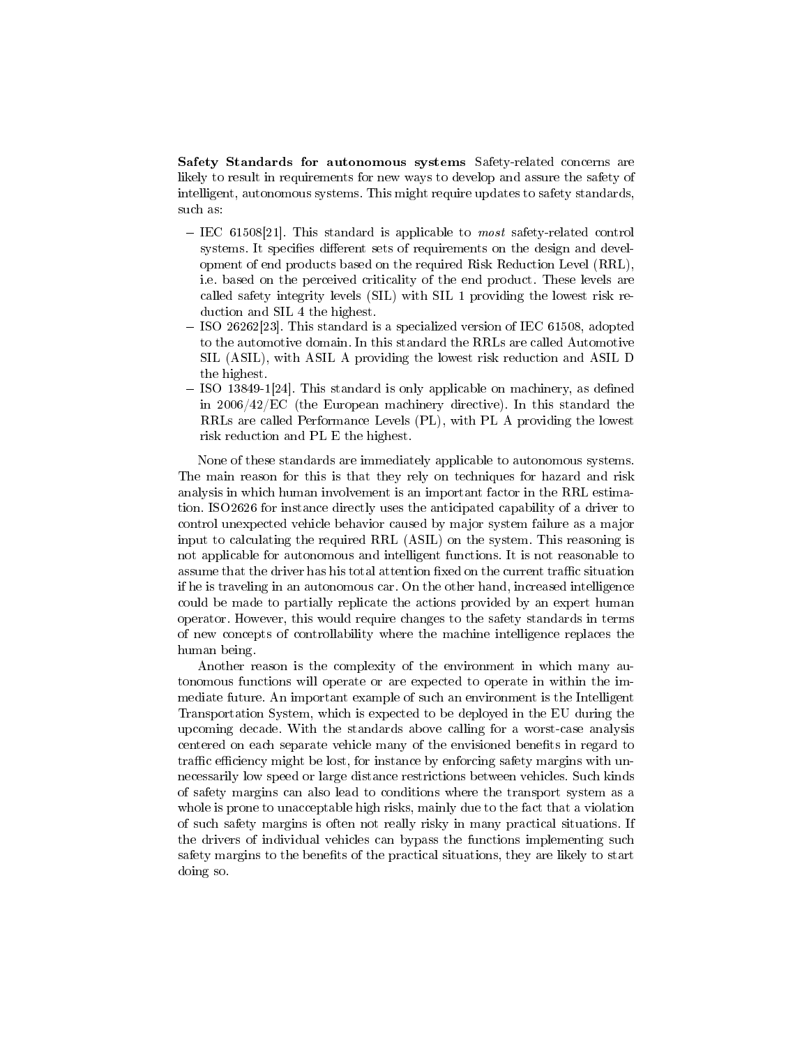**Safety Standards for autonomous systems** Safety-related concerns are likely to result in requirements for new ways to develop and assure the safety of intelligent, autonomous systems. This might require updates to safety standards, such as:

- IEC 61508[21]. This standard is applicable to *most* safety-related control systems. It specifies different sets of requirements on the design and development of end products based on the required Risk Reduction Level (RRL), i.e. based on the perceived criticality of the end product. These levels are called safety integrity levels (SIL) with SIL 1 providing the lowest risk reduction and SIL 4 the highest.
- ISO 26262[23]. This standard is a specialized version of IEC 61508, adopted to the automotive domain. In this standard the RRLs are called Automotive SIL (ASIL), with ASIL A providing the lowest risk reduction and ASIL D the highest.
- ISO 13849-1[24]. This standard is only applicable on machinery, as defined in 2006/42/EC (the European machinery directive). In this standard the RRLs are called Performance Levels (PL), with PL A providing the lowest risk reduction and PL E the highest.

None of these standards are immediately applicable to autonomous systems. The main reason for this is that they rely on techniques for hazard and risk analysis in which human involvement is an important factor in the RRL estimation. ISO2626 for instance directly uses the anticipated capability of a driver to control unexpected vehicle behavior caused by major system failure as a major input to calculating the required RRL (ASIL) on the system. This reasoning is not applicable for autonomous and intelligent functions. It is not reasonable to assume that the driver has his total attention fixed on the current traffic situation if he is traveling in an autonomous car. On the other hand, increased intelligence could be made to partially replicate the actions provided by an expert human operator. However, this would require changes to the safety standards in terms of new concepts of controllability where the machine intelligence replaces the human being.

Another reason is the complexity of the environment in which many autonomous functions will operate or are expected to operate in within the immediate future. An important example of such an environment is the Intelligent Transportation System, which is expected to be deployed in the EU during the upcoming decade. With the standards above calling for a worst-case analysis centered on each separate vehicle many of the envisioned benefits in regard to traffic efficiency might be lost, for instance by enforcing safety margins with unnecessarily low speed or large distance restrictions between vehicles. Such kinds of safety margins can also lead to conditions where the transport system as a whole is prone to unacceptable high risks, mainly due to the fact that a violation of such safety margins is often not really risky in many practical situations. If the drivers of individual vehicles can bypass the functions implementing such safety margins to the benefits of the practical situations, they are likely to start doing so.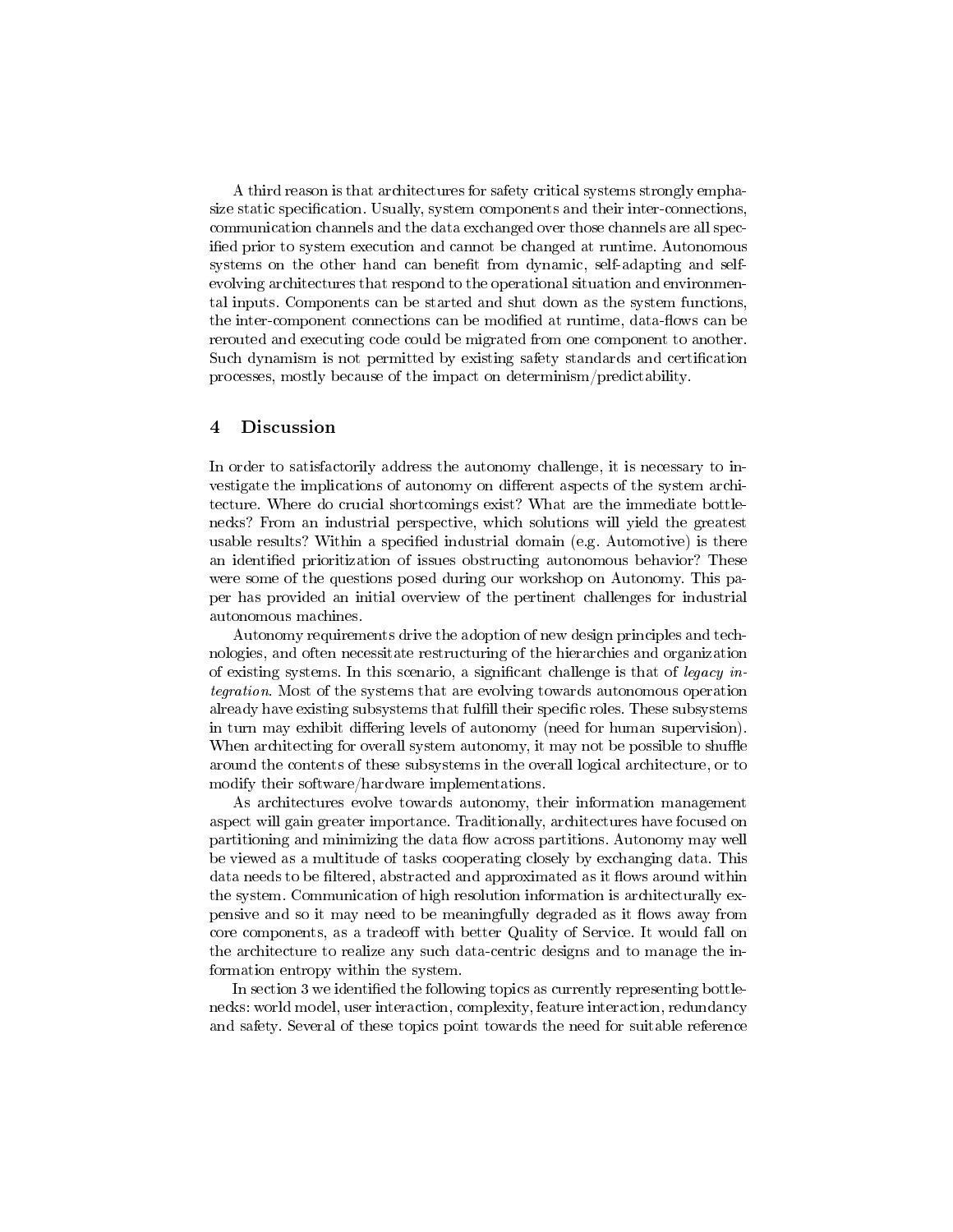A third reason is that architectures for safety critical systems strongly emphasize static specification. Usually, system components and their inter-connections, communication channels and the data exchanged over those channels are all specified prior to system execution and cannot be changed at runtime. Autonomous systems on the other hand can benefit from dynamic, self-adapting and self-evolving architectures that respond to the operational situation and environmental inputs. Components can be started and shut down as the system functions, the inter-component connections can be modified at runtime, data-flows can be rerouted and executing code could be migrated from one component to another. Such dynamism is not permitted by existing safety standards and certification processes, mostly because of the impact on determinism/predictability.

## 4 Discussion

In order to satisfactorily address the autonomy challenge, it is necessary to investigate the implications of autonomy on different aspects of the system architecture. Where do crucial shortcomings exist? What are the immediate bottlenecks? From an industrial perspective, which solutions will yield the greatest usable results? Within a specified industrial domain (e.g. Automotive) is there an identified prioritization of issues obstructing autonomous behavior? These were some of the questions posed during our workshop on Autonomy. This paper has provided an initial overview of the pertinent challenges for industrial autonomous machines.

Autonomy requirements drive the adoption of new design principles and technologies, and often necessitate restructuring of the hierarchies and organization of existing systems. In this scenario, a significant challenge is that of *legacy integration*. Most of the systems that are evolving towards autonomous operation already have existing subsystems that fulfill their specific roles. These subsystems in turn may exhibit differing levels of autonomy (need for human supervision). When architecting for overall system autonomy, it may not be possible to shuffle around the contents of these subsystems in the overall logical architecture, or to modify their software/hardware implementations.

As architectures evolve towards autonomy, their information management aspect will gain greater importance. Traditionally, architectures have focused on partitioning and minimizing the data flow across partitions. Autonomy may well be viewed as a multitude of tasks cooperating closely by exchanging data. This data needs to be filtered, abstracted and approximated as it flows around within the system. Communication of high resolution information is architecturally expensive and so it may need to be meaningfully degraded as it flows away from core components, as a tradeoff with better Quality of Service. It would fall on the architecture to realize any such data-centric designs and to manage the information entropy within the system.

In section 3 we identified the following topics as currently representing bottlenecks: world model, user interaction, complexity, feature interaction, redundancy and safety. Several of these topics point towards the need for suitable reference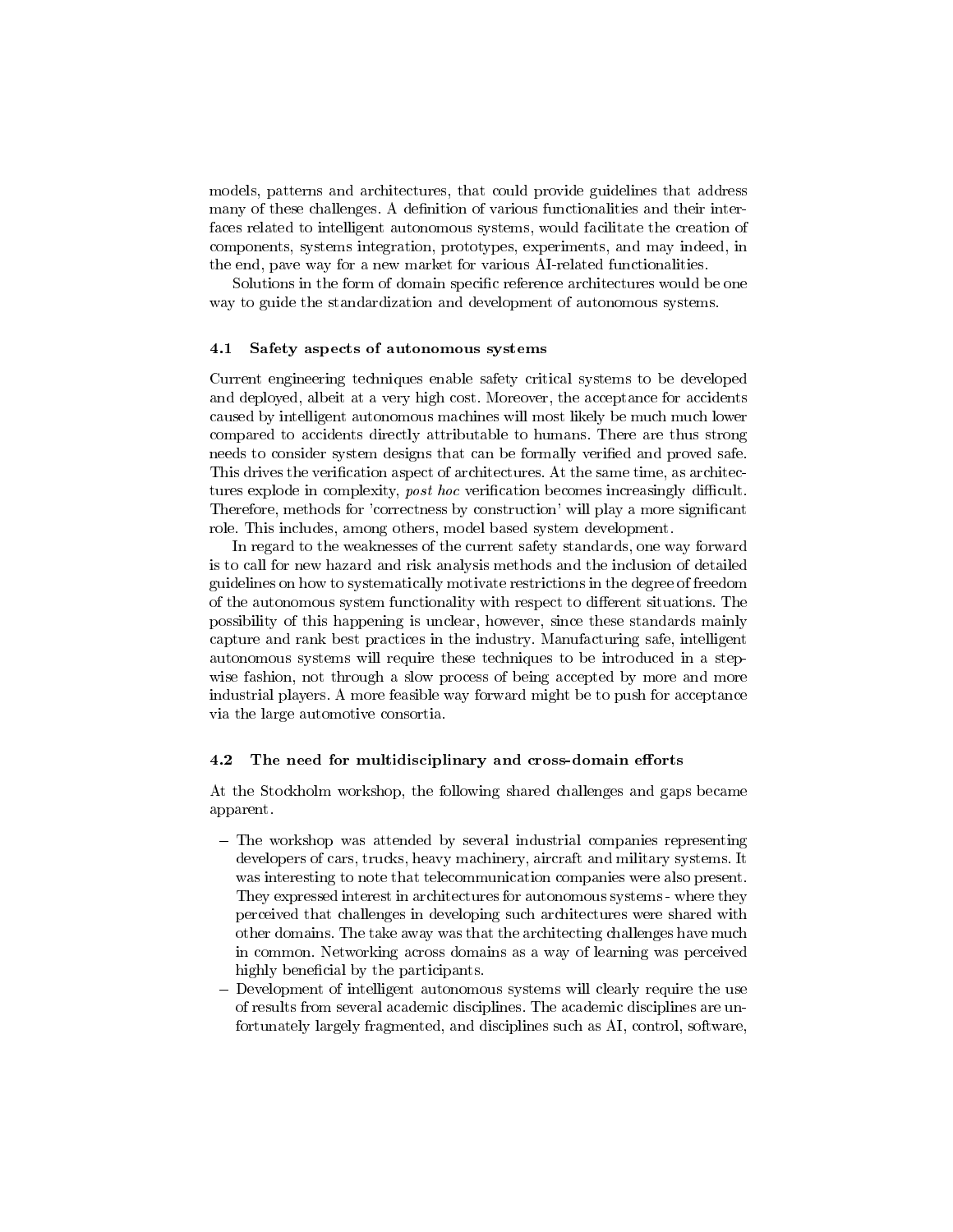models, patterns and architectures, that could provide guidelines that address many of these challenges. A definition of various functionalities and their interfaces related to intelligent autonomous systems, would facilitate the creation of components, systems integration, prototypes, experiments, and may indeed, in the end, pave way for a new market for various AI-related functionalities.

Solutions in the form of domain specific reference architectures would be one way to guide the standardization and development of autonomous systems.

### 4.1 Safety aspects of autonomous systems

Current engineering techniques enable safety critical systems to be developed and deployed, albeit at a very high cost. Moreover, the acceptance for accidents caused by intelligent autonomous machines will most likely be much much lower compared to accidents directly attributable to humans. There are thus strong needs to consider system designs that can be formally verified and proved safe. This drives the verification aspect of architectures. At the same time, as architectures explode in complexity, *post hoc* verification becomes increasingly difficult. Therefore, methods for 'correctness by construction' will play a more significant role. This includes, among others, model based system development.

In regard to the weaknesses of the current safety standards, one way forward is to call for new hazard and risk analysis methods and the inclusion of detailed guidelines on how to systematically motivate restrictions in the degree of freedom of the autonomous system functionality with respect to different situations. The possibility of this happening is unclear, however, since these standards mainly capture and rank best practices in the industry. Manufacturing safe, intelligent autonomous systems will require these techniques to be introduced in a stepwise fashion, not through a slow process of being accepted by more and more industrial players. A more feasible way forward might be to push for acceptance via the large automotive consortia.

### 4.2 The need for multidisciplinary and cross-domain efforts

At the Stockholm workshop, the following shared challenges and gaps became apparent.

- The workshop was attended by several industrial companies representing developers of cars, trucks, heavy machinery, aircraft and military systems. It was interesting to note that telecommunication companies were also present. They expressed interest in architectures for autonomous systems - where they perceived that challenges in developing such architectures were shared with other domains. The take away was that the architecting challenges have much in common. Networking across domains as a way of learning was perceived highly beneficial by the participants.
- Development of intelligent autonomous systems will clearly require the use of results from several academic disciplines. The academic disciplines are unfortunately largely fragmented, and disciplines such as AI, control, software,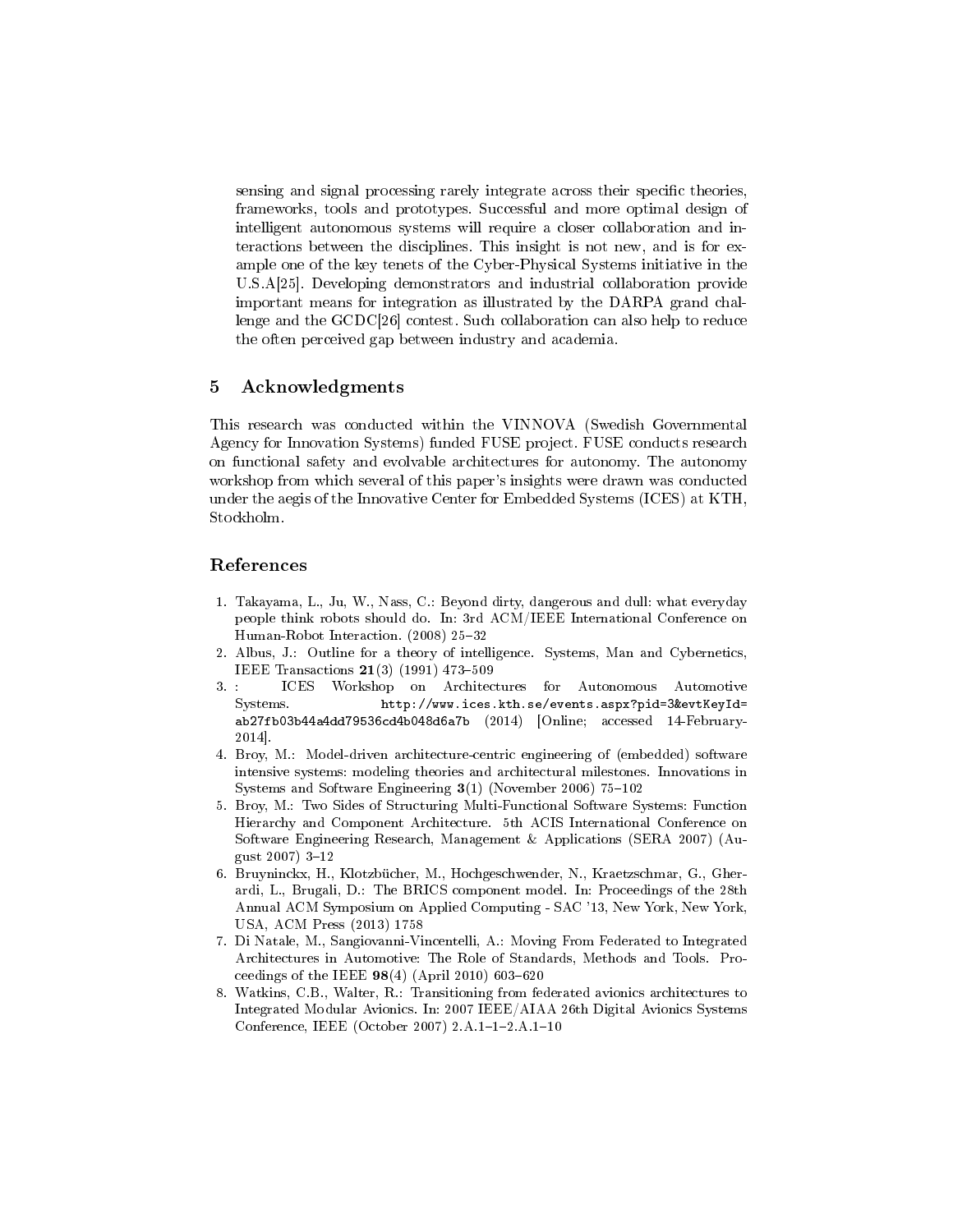sensing and signal processing rarely integrate across their specific theories, frameworks, tools and prototypes. Successful and more optimal design of intelligent autonomous systems will require a closer collaboration and interactions between the disciplines. This insight is not new, and is for example one of the key tenets of the Cyber-Physical Systems initiative in the U.S.A[25]. Developing demonstrators and industrial collaboration provide important means for integration as illustrated by the DARPA grand challenge and the GCDC[26] contest. Such collaboration can also help to reduce the often perceived gap between industry and academia.

## 5 Acknowledgments

This research was conducted within the VINNOVA (Swedish Governmental Agency for Innovation Systems) funded FUSE project. FUSE conducts research on functional safety and evolvable architectures for autonomy. The autonomy workshop from which several of this paper's insights were drawn was conducted under the aegis of the Innovative Center for Embedded Systems (ICES) at KTH, Stockholm.

## References

1. Takayama, L., Ju, W., Nass, C.: Beyond dirty, dangerous and dull: what everyday people think robots should do. In: 3rd ACM/IEEE International Conference on Human-Robot Interaction. (2008) 25–32
2. Albus, J.: Outline for a theory of intelligence. Systems, Man and Cybernetics, IEEE Transactions **21**(3) (1991) 473–509
3. : ICES Workshop on Architectures for Autonomous Automotive Systems. `http://www.ices.kth.se/events.aspx?pid=3&evtKeyId=ab27fb03b44a4dd79536cd4b048d6a7b` (2014) [Online; accessed 14-February-2014].
4. Broy, M.: Model-driven architecture-centric engineering of (embedded) software intensive systems: modeling theories and architectural milestones. Innovations in Systems and Software Engineering **3**(1) (November 2006) 75–102
5. Broy, M.: Two Sides of Structuring Multi-Functional Software Systems: Function Hierarchy and Component Architecture. 5th ACIS International Conference on Software Engineering Research, Management & Applications (SERA 2007) (August 2007) 3–12
6. Bruyninckx, H., Klotzbücher, M., Hochgeschwender, N., Kraetzschmar, G., Gherardi, L., Brugali, D.: The BRICS component model. In: Proceedings of the 28th Annual ACM Symposium on Applied Computing - SAC '13, New York, New York, USA, ACM Press (2013) 1758
7. Di Natale, M., Sangiovanni-Vincentelli, A.: Moving From Federated to Integrated Architectures in Automotive: The Role of Standards, Methods and Tools. Proceedings of the IEEE **98**(4) (April 2010) 603–620
8. Watkins, C.B., Walter, R.: Transitioning from federated avionics architectures to Integrated Modular Avionics. In: 2007 IEEE/AIAA 26th Digital Avionics Systems Conference, IEEE (October 2007) 2.A.1–1–2.A.1–10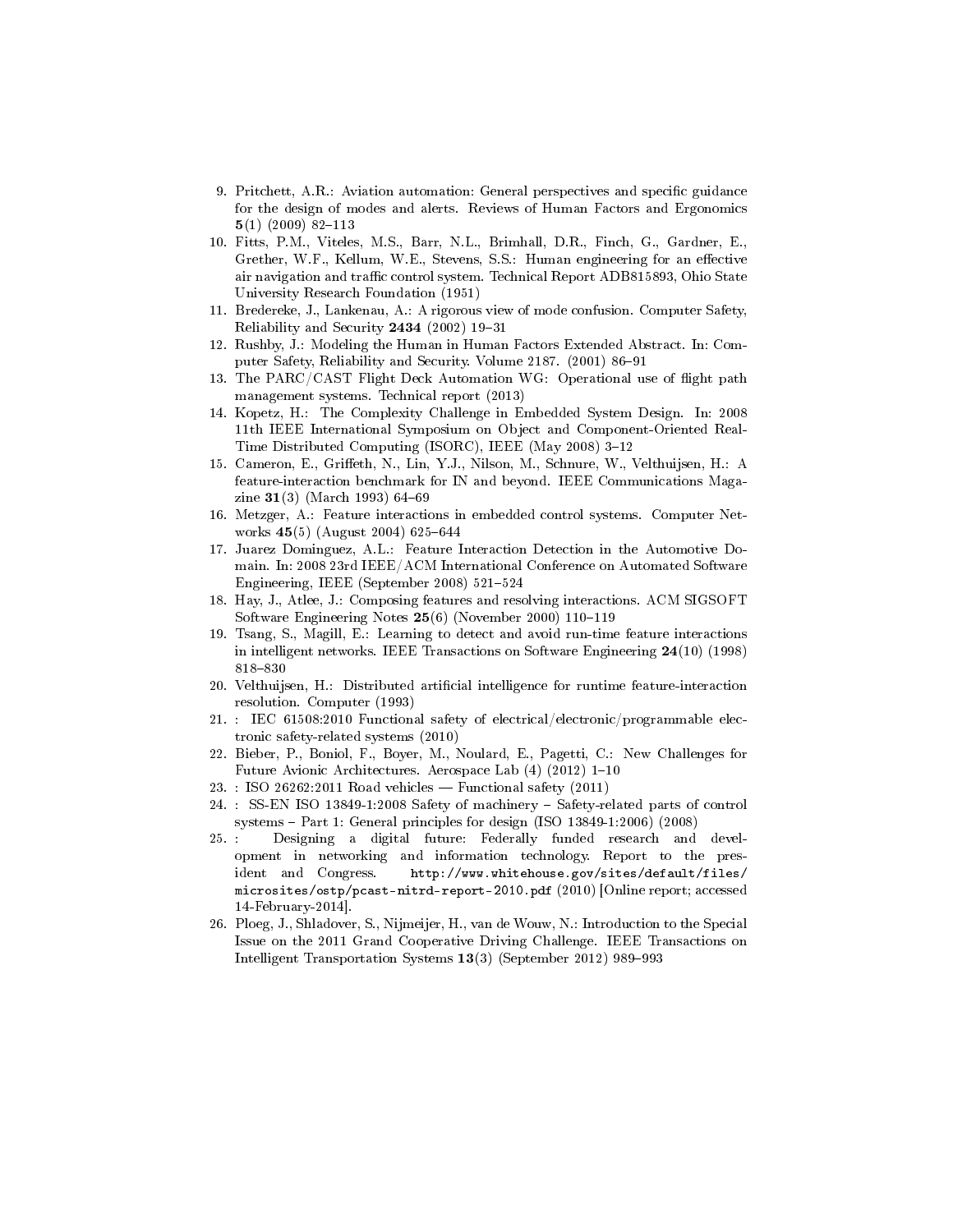9. Pritchett, A.R.: Aviation automation: General perspectives and specific guidance for the design of modes and alerts. Reviews of Human Factors and Ergonomics **5**(1) (2009) 82–113
10. Fitts, P.M., Viteles, M.S., Barr, N.L., Brimhall, D.R., Finch, G., Gardner, E., Grether, W.F., Kellum, W.E., Stevens, S.S.: Human engineering for an effective air navigation and traffic control system. Technical Report ADB815893, Ohio State University Research Foundation (1951)
11. Bredereke, J., Lankenau, A.: A rigorous view of mode confusion. Computer Safety, Reliability and Security **2434** (2002) 19–31
12. Rushby, J.: Modeling the Human in Human Factors Extended Abstract. In: Computer Safety, Reliability and Security. Volume 2187. (2001) 86–91
13. The PARC/CAST Flight Deck Automation WG: Operational use of flight path management systems. Technical report (2013)
14. Kopetz, H.: The Complexity Challenge in Embedded System Design. In: 2008 11th IEEE International Symposium on Object and Component-Oriented Real-Time Distributed Computing (ISORC), IEEE (May 2008) 3–12
15. Cameron, E., Griffeth, N., Lin, Y.J., Nilson, M., Schnure, W., Velthuijsen, H.: A feature-interaction benchmark for IN and beyond. IEEE Communications Magazine **31**(3) (March 1993) 64–69
16. Metzger, A.: Feature interactions in embedded control systems. Computer Networks **45**(5) (August 2004) 625–644
17. Juarez Dominguez, A.L.: Feature Interaction Detection in the Automotive Domain. In: 2008 23rd IEEE/ACM International Conference on Automated Software Engineering, IEEE (September 2008) 521–524
18. Hay, J., Atlee, J.: Composing features and resolving interactions. ACM SIGSOFT Software Engineering Notes **25**(6) (November 2000) 110–119
19. Tsang, S., Magill, E.: Learning to detect and avoid run-time feature interactions in intelligent networks. IEEE Transactions on Software Engineering **24**(10) (1998) 818–830
20. Velthuijsen, H.: Distributed artificial intelligence for runtime feature-interaction resolution. Computer (1993)
21. : IEC 61508:2010 Functional safety of electrical/electronic/programmable electronic safety-related systems (2010)
22. Bieber, P., Boniol, F., Boyer, M., Noulard, E., Pagetti, C.: New Challenges for Future Avionic Architectures. Aerospace Lab (4) (2012) 1–10
23. : ISO 26262:2011 Road vehicles — Functional safety (2011)
24. : SS-EN ISO 13849-1:2008 Safety of machinery – Safety-related parts of control systems – Part 1: General principles for design (ISO 13849-1:2006) (2008)
25. : Designing a digital future: Federally funded research and development in networking and information technology. Report to the president and Congress. `http://www.whitehouse.gov/sites/default/files/microsites/ostp/pcast-nitrd-report-2010.pdf` (2010) [Online report; accessed 14-February-2014].
26. Ploeg, J., Shladover, S., Nijmeijer, H., van de Wouw, N.: Introduction to the Special Issue on the 2011 Grand Cooperative Driving Challenge. IEEE Transactions on Intelligent Transportation Systems **13**(3) (September 2012) 989–993